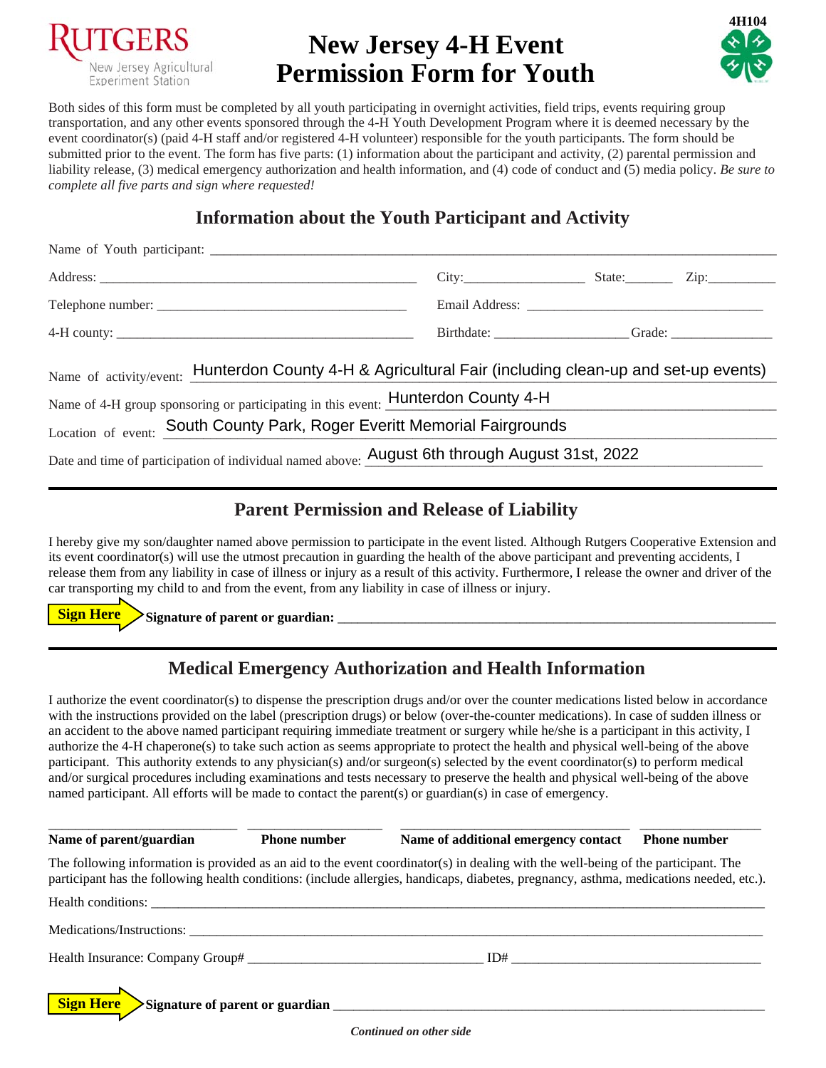4H104

# New Jersey 4-H Event Permission Form for Youth

Rutgers New Jersey Agricultural Experiment Station

Both sides of this form must be completed by all youth participating in overnight activities, field trips, events requiring group transportation, and any other events sponsored through the 4-H Youth Development Program where it is deemed necessary by the event coordinator(s) (paid 4-H staff and/or registered 4-H volunteer) responsible for the youth participants. The form should be submitted prior to the event. The form has five parts: (1) information about the participant and activity, (2) parental permission and liability release, (3) medical emergency authorization and health information, and (4) code of conduct and (5) media policy. *Be sure to complete all five parts and sign where requested!*

## Information about the Youth Participant and Activity

Name of Youth participant: ______________________________

Address: ______________________________ City: __________ State: ______ Zip: ________

Telephone number: ______________________________ Email Address: ______________________________

4-H county: ______________________________ Birthdate: ______________ Grade: ____________

Name of activity/event: Hunterdon County 4-H & Agricultural Fair (including clean-up and set-up events)

Name of 4-H group sponsoring or participating in this event: Hunterdon County 4-H

Location of event: South County Park, Roger Everitt Memorial Fairgrounds

Date and time of participation of individual named above: August 6th through August 31st, 2022

## Parent Permission and Release of Liability

I hereby give my son/daughter named above permission to participate in the event listed. Although Rutgers Cooperative Extension and its event coordinator(s) will use the utmost precaution in guarding the health of the above participant and preventing accidents, I release them from any liability in case of illness or injury as a result of this activity. Furthermore, I release the owner and driver of the car transporting my child to and from the event, from any liability in case of illness or injury.

**Sign Here** **Signature of parent or guardian:** ______________________________

## Medical Emergency Authorization and Health Information

I authorize the event coordinator(s) to dispense the prescription drugs and/or over the counter medications listed below in accordance with the instructions provided on the label (prescription drugs) or below (over-the-counter medications). In case of sudden illness or an accident to the above named participant requiring immediate treatment or surgery while he/she is a participant in this activity, I authorize the 4-H chaperone(s) to take such action as seems appropriate to protect the health and physical well-being of the above participant. This authority extends to any physician(s) and/or surgeon(s) selected by the event coordinator(s) to perform medical and/or surgical procedures including examinations and tests necessary to preserve the health and physical well-being of the above named participant. All efforts will be made to contact the parent(s) or guardian(s) in case of emergency.

| **Name of parent/guardian** | **Phone number** | **Name of additional emergency contact** | **Phone number** |
|---|---|---|---|
| | | | |

The following information is provided as an aid to the event coordinator(s) in dealing with the well-being of the participant. The participant has the following health conditions: (include allergies, handicaps, diabetes, pregnancy, asthma, medications needed, etc.).

Health conditions: ______________________________

Medications/Instructions: ______________________________

Health Insurance: Company Group# ______________________________ ID# ______________________________

**Sign Here** **Signature of parent or guardian** ______________________________

***Continued on other side***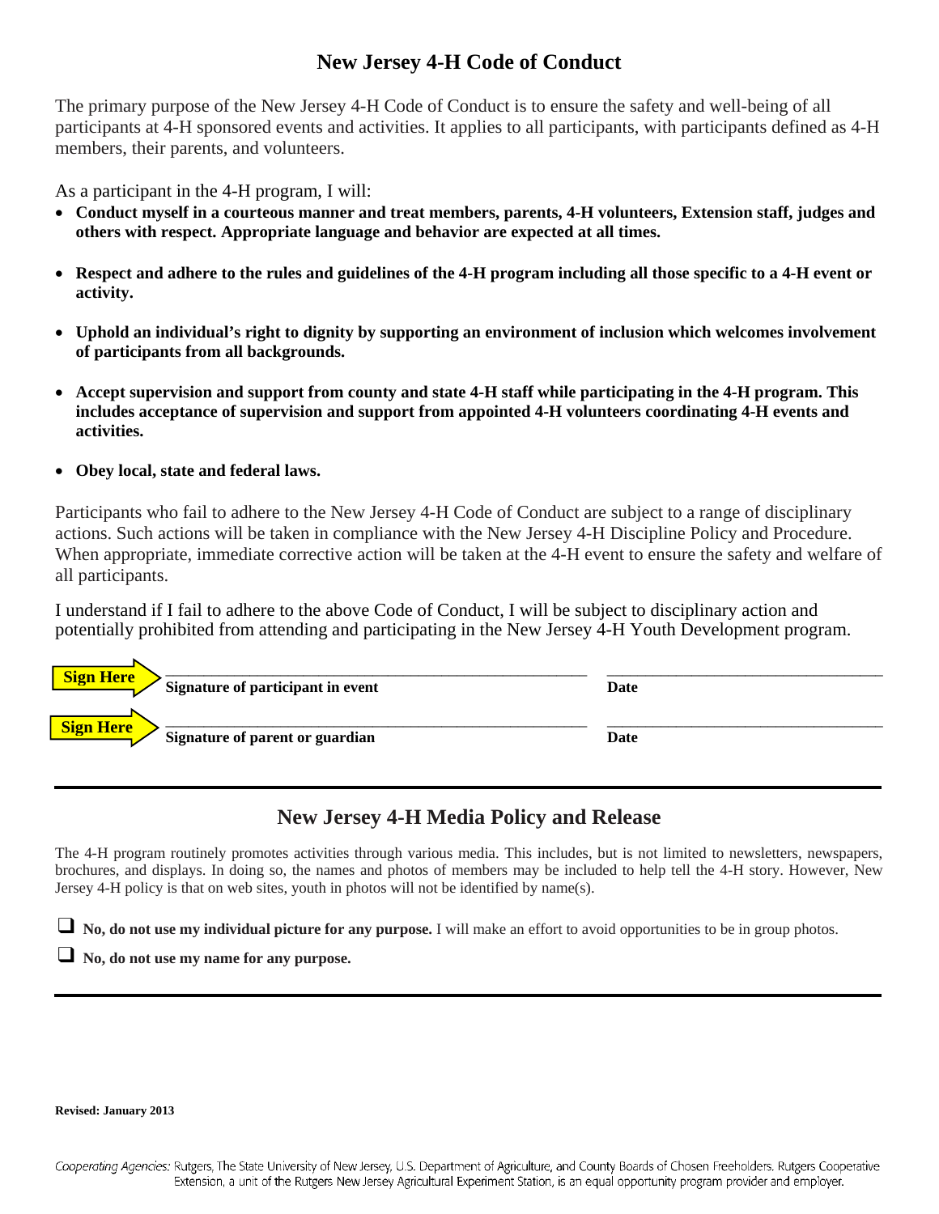# New Jersey 4-H Code of Conduct

The primary purpose of the New Jersey 4-H Code of Conduct is to ensure the safety and well-being of all participants at 4-H sponsored events and activities. It applies to all participants, with participants defined as 4-H members, their parents, and volunteers.

As a participant in the 4-H program, I will:

- **Conduct myself in a courteous manner and treat members, parents, 4-H volunteers, Extension staff, judges and others with respect. Appropriate language and behavior are expected at all times.**
- **Respect and adhere to the rules and guidelines of the 4-H program including all those specific to a 4-H event or activity.**
- **Uphold an individual's right to dignity by supporting an environment of inclusion which welcomes involvement of participants from all backgrounds.**
- **Accept supervision and support from county and state 4-H staff while participating in the 4-H program. This includes acceptance of supervision and support from appointed 4-H volunteers coordinating 4-H events and activities.**
- **Obey local, state and federal laws.**

Participants who fail to adhere to the New Jersey 4-H Code of Conduct are subject to a range of disciplinary actions. Such actions will be taken in compliance with the New Jersey 4-H Discipline Policy and Procedure. When appropriate, immediate corrective action will be taken at the 4-H event to ensure the safety and welfare of all participants.

I understand if I fail to adhere to the above Code of Conduct, I will be subject to disciplinary action and potentially prohibited from attending and participating in the New Jersey 4-H Youth Development program.

**Sign Here** ________________________________________ ________________________

**Signature of participant in event** **Date**

**Sign Here** ________________________________________ ________________________

**Signature of parent or guardian** **Date**

---

# New Jersey 4-H Media Policy and Release

The 4-H program routinely promotes activities through various media. This includes, but is not limited to newsletters, newspapers, brochures, and displays. In doing so, the names and photos of members may be included to help tell the 4-H story. However, New Jersey 4-H policy is that on web sites, youth in photos will not be identified by name(s).

☐ **No, do not use my individual picture for any purpose.** I will make an effort to avoid opportunities to be in group photos.

☐ **No, do not use my name for any purpose.**

---

**Revised: January 2013**

*Cooperating Agencies:* Rutgers, The State University of New Jersey, U.S. Department of Agriculture, and County Boards of Chosen Freeholders. Rutgers Cooperative Extension, a unit of the Rutgers New Jersey Agricultural Experiment Station, is an equal opportunity program provider and employer.